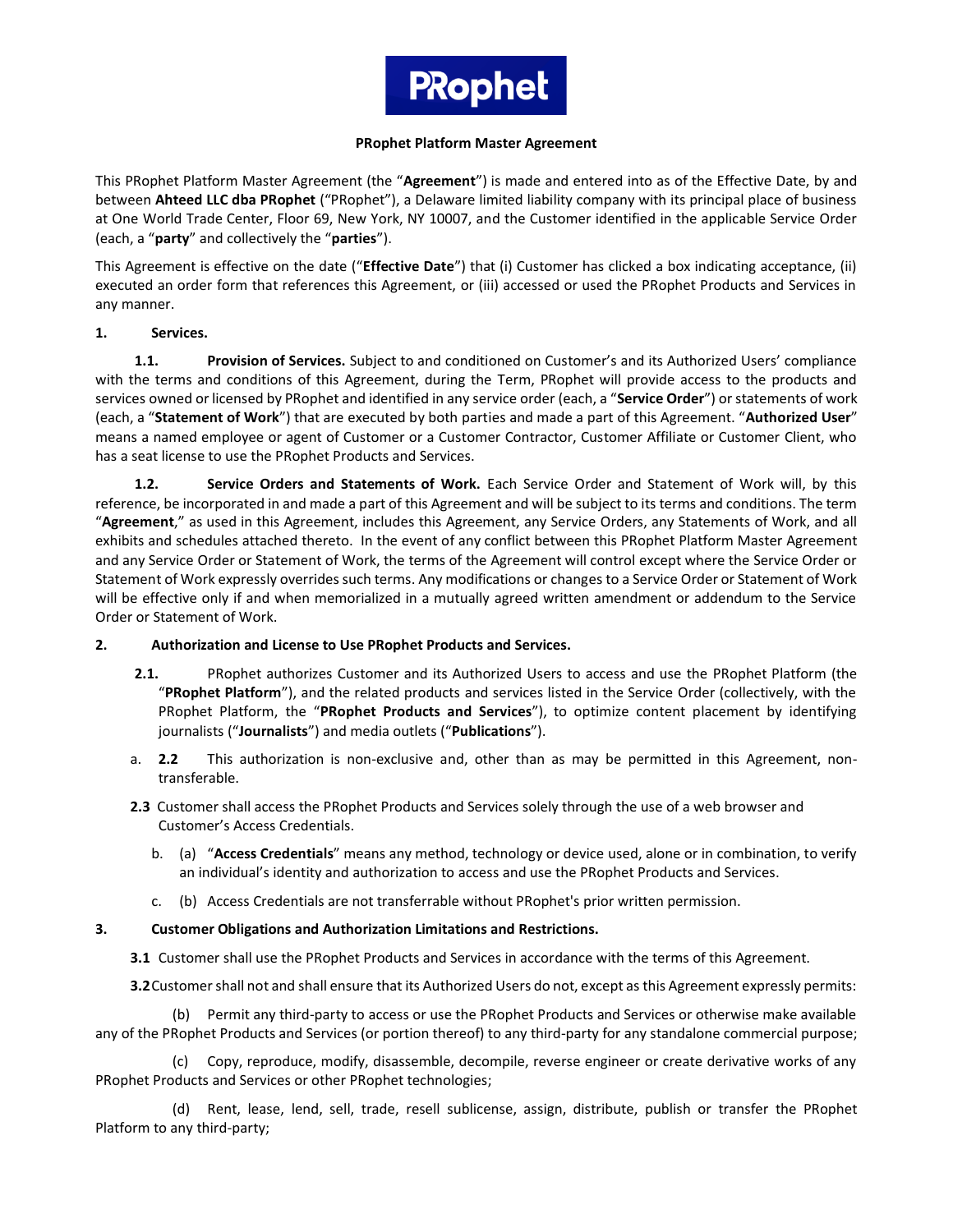PRophet

**PRophet Platform Master Agreement**

This PRophet Platform Master Agreement (the "**Agreement**") is made and entered into as of the Effective Date, by and between **Ahteed LLC dba PRophet** ("PRophet"), a Delaware limited liability company with its principal place of business at One World Trade Center, Floor 69, New York, NY 10007, and the Customer identified in the applicable Service Order (each, a "**party**" and collectively the "**parties**").

This Agreement is effective on the date ("**Effective Date**") that (i) Customer has clicked a box indicating acceptance, (ii) executed an order form that references this Agreement, or (iii) accessed or used the PRophet Products and Services in any manner.

**1. Services.**

**1.1. Provision of Services.** Subject to and conditioned on Customer's and its Authorized Users' compliance with the terms and conditions of this Agreement, during the Term, PRophet will provide access to the products and services owned or licensed by PRophet and identified in any service order (each, a "**Service Order**") or statements of work (each, a "**Statement of Work**") that are executed by both parties and made a part of this Agreement. "**Authorized User**" means a named employee or agent of Customer or a Customer Contractor, Customer Affiliate or Customer Client, who has a seat license to use the PRophet Products and Services.

**1.2. Service Orders and Statements of Work.** Each Service Order and Statement of Work will, by this reference, be incorporated in and made a part of this Agreement and will be subject to its terms and conditions. The term "**Agreement**," as used in this Agreement, includes this Agreement, any Service Orders, any Statements of Work, and all exhibits and schedules attached thereto. In the event of any conflict between this PRophet Platform Master Agreement and any Service Order or Statement of Work, the terms of the Agreement will control except where the Service Order or Statement of Work expressly overrides such terms. Any modifications or changes to a Service Order or Statement of Work will be effective only if and when memorialized in a mutually agreed written amendment or addendum to the Service Order or Statement of Work.

**2. Authorization and License to Use PRophet Products and Services.**

**2.1.** PRophet authorizes Customer and its Authorized Users to access and use the PRophet Platform (the "**PRophet Platform**"), and the related products and services listed in the Service Order (collectively, with the PRophet Platform, the "**PRophet Products and Services**"), to optimize content placement by identifying journalists ("**Journalists**") and media outlets ("**Publications**").

a. **2.2** This authorization is non-exclusive and, other than as may be permitted in this Agreement, non-transferable.

**2.3** Customer shall access the PRophet Products and Services solely through the use of a web browser and Customer's Access Credentials.

b. (a) "**Access Credentials**" means any method, technology or device used, alone or in combination, to verify an individual's identity and authorization to access and use the PRophet Products and Services.

c. (b) Access Credentials are not transferrable without PRophet's prior written permission.

**3. Customer Obligations and Authorization Limitations and Restrictions.**

**3.1** Customer shall use the PRophet Products and Services in accordance with the terms of this Agreement.

**3.2** Customer shall not and shall ensure that its Authorized Users do not, except as this Agreement expressly permits:

(b) Permit any third-party to access or use the PRophet Products and Services or otherwise make available any of the PRophet Products and Services (or portion thereof) to any third-party for any standalone commercial purpose;

(c) Copy, reproduce, modify, disassemble, decompile, reverse engineer or create derivative works of any PRophet Products and Services or other PRophet technologies;

(d) Rent, lease, lend, sell, trade, resell sublicense, assign, distribute, publish or transfer the PRophet Platform to any third-party;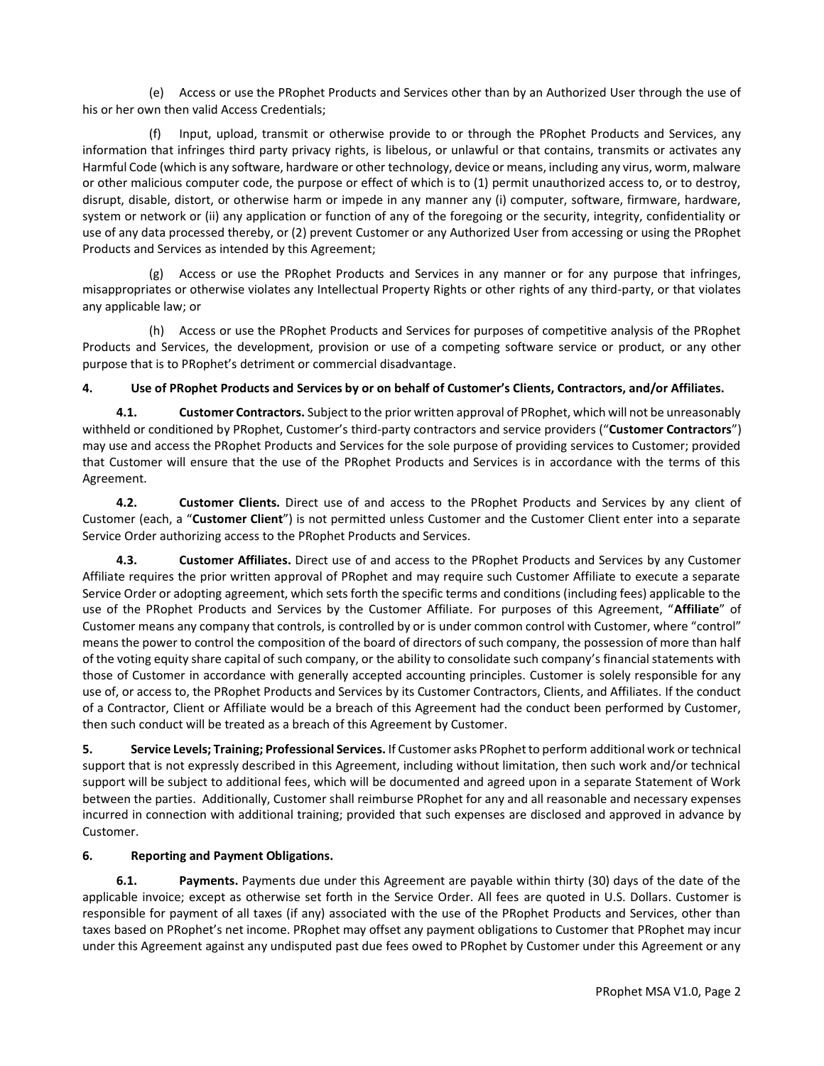(e) Access or use the PRophet Products and Services other than by an Authorized User through the use of his or her own then valid Access Credentials;

(f) Input, upload, transmit or otherwise provide to or through the PRophet Products and Services, any information that infringes third party privacy rights, is libelous, or unlawful or that contains, transmits or activates any Harmful Code (which is any software, hardware or other technology, device or means, including any virus, worm, malware or other malicious computer code, the purpose or effect of which is to (1) permit unauthorized access to, or to destroy, disrupt, disable, distort, or otherwise harm or impede in any manner any (i) computer, software, firmware, hardware, system or network or (ii) any application or function of any of the foregoing or the security, integrity, confidentiality or use of any data processed thereby, or (2) prevent Customer or any Authorized User from accessing or using the PRophet Products and Services as intended by this Agreement;

(g) Access or use the PRophet Products and Services in any manner or for any purpose that infringes, misappropriates or otherwise violates any Intellectual Property Rights or other rights of any third-party, or that violates any applicable law; or

(h) Access or use the PRophet Products and Services for purposes of competitive analysis of the PRophet Products and Services, the development, provision or use of a competing software service or product, or any other purpose that is to PRophet's detriment or commercial disadvantage.

**4. Use of PRophet Products and Services by or on behalf of Customer's Clients, Contractors, and/or Affiliates.**

**4.1. Customer Contractors.** Subject to the prior written approval of PRophet, which will not be unreasonably withheld or conditioned by PRophet, Customer's third-party contractors and service providers ("**Customer Contractors**") may use and access the PRophet Products and Services for the sole purpose of providing services to Customer; provided that Customer will ensure that the use of the PRophet Products and Services is in accordance with the terms of this Agreement.

**4.2. Customer Clients.** Direct use of and access to the PRophet Products and Services by any client of Customer (each, a "**Customer Client**") is not permitted unless Customer and the Customer Client enter into a separate Service Order authorizing access to the PRophet Products and Services.

**4.3. Customer Affiliates.** Direct use of and access to the PRophet Products and Services by any Customer Affiliate requires the prior written approval of PRophet and may require such Customer Affiliate to execute a separate Service Order or adopting agreement, which sets forth the specific terms and conditions (including fees) applicable to the use of the PRophet Products and Services by the Customer Affiliate. For purposes of this Agreement, "**Affiliate**" of Customer means any company that controls, is controlled by or is under common control with Customer, where "control" means the power to control the composition of the board of directors of such company, the possession of more than half of the voting equity share capital of such company, or the ability to consolidate such company's financial statements with those of Customer in accordance with generally accepted accounting principles. Customer is solely responsible for any use of, or access to, the PRophet Products and Services by its Customer Contractors, Clients, and Affiliates. If the conduct of a Contractor, Client or Affiliate would be a breach of this Agreement had the conduct been performed by Customer, then such conduct will be treated as a breach of this Agreement by Customer.

**5. Service Levels; Training; Professional Services.** If Customer asks PRophet to perform additional work or technical support that is not expressly described in this Agreement, including without limitation, then such work and/or technical support will be subject to additional fees, which will be documented and agreed upon in a separate Statement of Work between the parties. Additionally, Customer shall reimburse PRophet for any and all reasonable and necessary expenses incurred in connection with additional training; provided that such expenses are disclosed and approved in advance by Customer.

**6. Reporting and Payment Obligations.**

**6.1. Payments.** Payments due under this Agreement are payable within thirty (30) days of the date of the applicable invoice; except as otherwise set forth in the Service Order. All fees are quoted in U.S. Dollars. Customer is responsible for payment of all taxes (if any) associated with the use of the PRophet Products and Services, other than taxes based on PRophet's net income. PRophet may offset any payment obligations to Customer that PRophet may incur under this Agreement against any undisputed past due fees owed to PRophet by Customer under this Agreement or any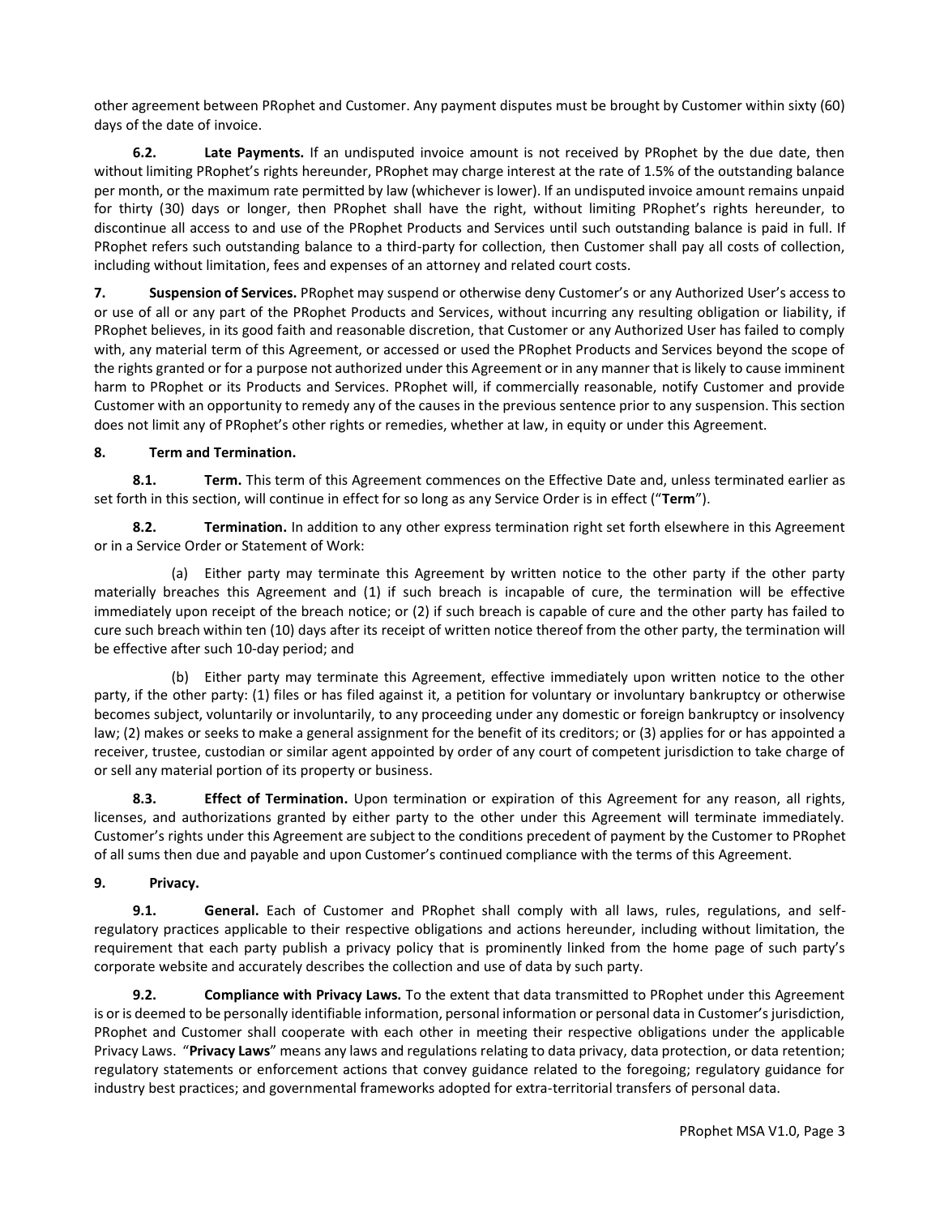other agreement between PRophet and Customer. Any payment disputes must be brought by Customer within sixty (60) days of the date of invoice.

**6.2. Late Payments.** If an undisputed invoice amount is not received by PRophet by the due date, then without limiting PRophet's rights hereunder, PRophet may charge interest at the rate of 1.5% of the outstanding balance per month, or the maximum rate permitted by law (whichever is lower). If an undisputed invoice amount remains unpaid for thirty (30) days or longer, then PRophet shall have the right, without limiting PRophet's rights hereunder, to discontinue all access to and use of the PRophet Products and Services until such outstanding balance is paid in full. If PRophet refers such outstanding balance to a third-party for collection, then Customer shall pay all costs of collection, including without limitation, fees and expenses of an attorney and related court costs.

**7. Suspension of Services.** PRophet may suspend or otherwise deny Customer's or any Authorized User's access to or use of all or any part of the PRophet Products and Services, without incurring any resulting obligation or liability, if PRophet believes, in its good faith and reasonable discretion, that Customer or any Authorized User has failed to comply with, any material term of this Agreement, or accessed or used the PRophet Products and Services beyond the scope of the rights granted or for a purpose not authorized under this Agreement or in any manner that is likely to cause imminent harm to PRophet or its Products and Services. PRophet will, if commercially reasonable, notify Customer and provide Customer with an opportunity to remedy any of the causes in the previous sentence prior to any suspension. This section does not limit any of PRophet's other rights or remedies, whether at law, in equity or under this Agreement.

**8. Term and Termination.**

**8.1. Term.** This term of this Agreement commences on the Effective Date and, unless terminated earlier as set forth in this section, will continue in effect for so long as any Service Order is in effect ("**Term**").

**8.2. Termination.** In addition to any other express termination right set forth elsewhere in this Agreement or in a Service Order or Statement of Work:

(a) Either party may terminate this Agreement by written notice to the other party if the other party materially breaches this Agreement and (1) if such breach is incapable of cure, the termination will be effective immediately upon receipt of the breach notice; or (2) if such breach is capable of cure and the other party has failed to cure such breach within ten (10) days after its receipt of written notice thereof from the other party, the termination will be effective after such 10-day period; and

(b) Either party may terminate this Agreement, effective immediately upon written notice to the other party, if the other party: (1) files or has filed against it, a petition for voluntary or involuntary bankruptcy or otherwise becomes subject, voluntarily or involuntarily, to any proceeding under any domestic or foreign bankruptcy or insolvency law; (2) makes or seeks to make a general assignment for the benefit of its creditors; or (3) applies for or has appointed a receiver, trustee, custodian or similar agent appointed by order of any court of competent jurisdiction to take charge of or sell any material portion of its property or business.

**8.3. Effect of Termination.** Upon termination or expiration of this Agreement for any reason, all rights, licenses, and authorizations granted by either party to the other under this Agreement will terminate immediately. Customer's rights under this Agreement are subject to the conditions precedent of payment by the Customer to PRophet of all sums then due and payable and upon Customer's continued compliance with the terms of this Agreement.

**9. Privacy.**

**9.1. General.** Each of Customer and PRophet shall comply with all laws, rules, regulations, and self-regulatory practices applicable to their respective obligations and actions hereunder, including without limitation, the requirement that each party publish a privacy policy that is prominently linked from the home page of such party's corporate website and accurately describes the collection and use of data by such party.

**9.2. Compliance with Privacy Laws.** To the extent that data transmitted to PRophet under this Agreement is or is deemed to be personally identifiable information, personal information or personal data in Customer's jurisdiction, PRophet and Customer shall cooperate with each other in meeting their respective obligations under the applicable Privacy Laws. "**Privacy Laws**" means any laws and regulations relating to data privacy, data protection, or data retention; regulatory statements or enforcement actions that convey guidance related to the foregoing; regulatory guidance for industry best practices; and governmental frameworks adopted for extra-territorial transfers of personal data.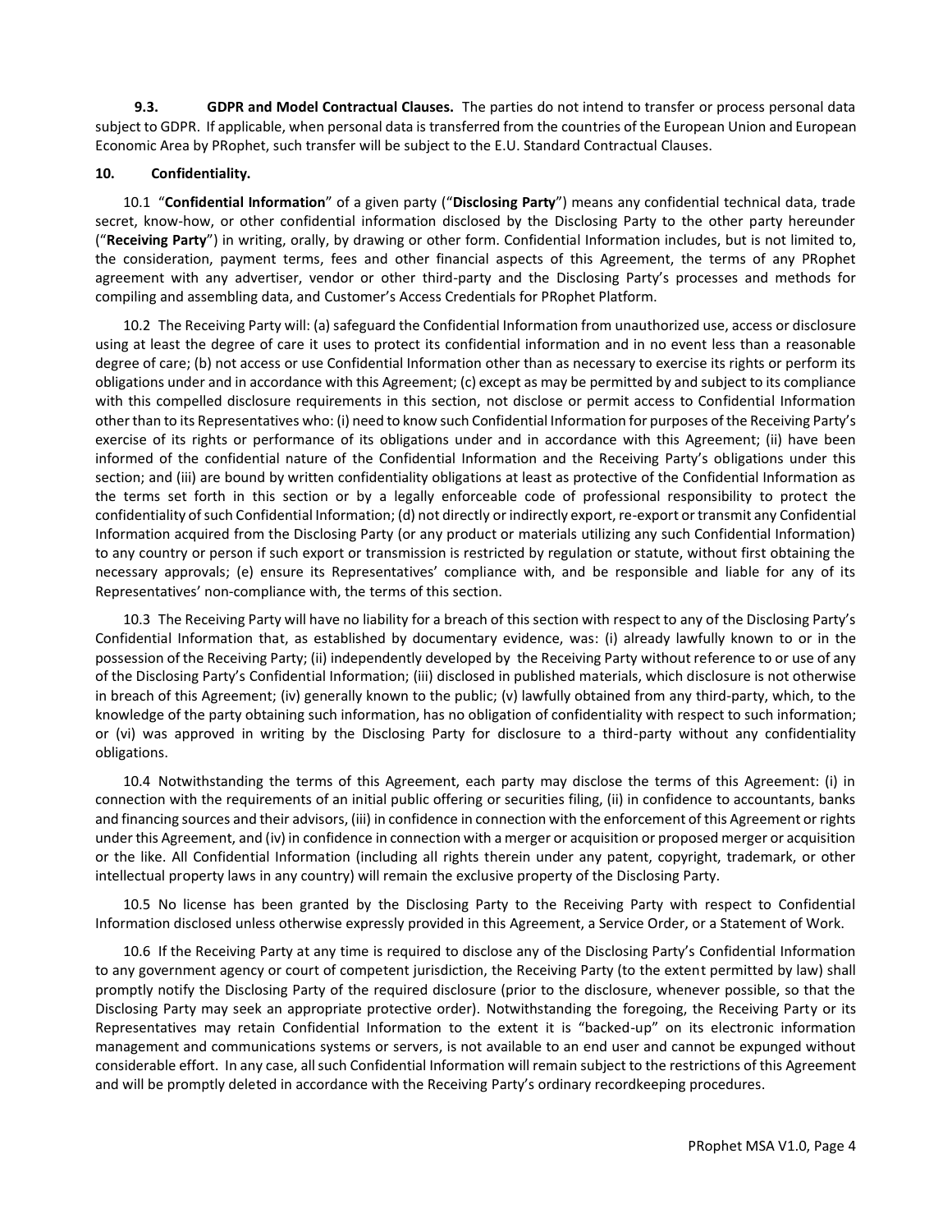**9.3. GDPR and Model Contractual Clauses.** The parties do not intend to transfer or process personal data subject to GDPR. If applicable, when personal data is transferred from the countries of the European Union and European Economic Area by PRophet, such transfer will be subject to the E.U. Standard Contractual Clauses.

**10. Confidentiality.**

10.1 "**Confidential Information**" of a given party ("**Disclosing Party**") means any confidential technical data, trade secret, know-how, or other confidential information disclosed by the Disclosing Party to the other party hereunder ("**Receiving Party**") in writing, orally, by drawing or other form. Confidential Information includes, but is not limited to, the consideration, payment terms, fees and other financial aspects of this Agreement, the terms of any PRophet agreement with any advertiser, vendor or other third-party and the Disclosing Party's processes and methods for compiling and assembling data, and Customer's Access Credentials for PRophet Platform.

10.2 The Receiving Party will: (a) safeguard the Confidential Information from unauthorized use, access or disclosure using at least the degree of care it uses to protect its confidential information and in no event less than a reasonable degree of care; (b) not access or use Confidential Information other than as necessary to exercise its rights or perform its obligations under and in accordance with this Agreement; (c) except as may be permitted by and subject to its compliance with this compelled disclosure requirements in this section, not disclose or permit access to Confidential Information other than to its Representatives who: (i) need to know such Confidential Information for purposes of the Receiving Party's exercise of its rights or performance of its obligations under and in accordance with this Agreement; (ii) have been informed of the confidential nature of the Confidential Information and the Receiving Party's obligations under this section; and (iii) are bound by written confidentiality obligations at least as protective of the Confidential Information as the terms set forth in this section or by a legally enforceable code of professional responsibility to protect the confidentiality of such Confidential Information; (d) not directly or indirectly export, re-export or transmit any Confidential Information acquired from the Disclosing Party (or any product or materials utilizing any such Confidential Information) to any country or person if such export or transmission is restricted by regulation or statute, without first obtaining the necessary approvals; (e) ensure its Representatives' compliance with, and be responsible and liable for any of its Representatives' non-compliance with, the terms of this section.

10.3 The Receiving Party will have no liability for a breach of this section with respect to any of the Disclosing Party's Confidential Information that, as established by documentary evidence, was: (i) already lawfully known to or in the possession of the Receiving Party; (ii) independently developed by the Receiving Party without reference to or use of any of the Disclosing Party's Confidential Information; (iii) disclosed in published materials, which disclosure is not otherwise in breach of this Agreement; (iv) generally known to the public; (v) lawfully obtained from any third-party, which, to the knowledge of the party obtaining such information, has no obligation of confidentiality with respect to such information; or (vi) was approved in writing by the Disclosing Party for disclosure to a third-party without any confidentiality obligations.

10.4 Notwithstanding the terms of this Agreement, each party may disclose the terms of this Agreement: (i) in connection with the requirements of an initial public offering or securities filing, (ii) in confidence to accountants, banks and financing sources and their advisors, (iii) in confidence in connection with the enforcement of this Agreement or rights under this Agreement, and (iv) in confidence in connection with a merger or acquisition or proposed merger or acquisition or the like. All Confidential Information (including all rights therein under any patent, copyright, trademark, or other intellectual property laws in any country) will remain the exclusive property of the Disclosing Party.

10.5 No license has been granted by the Disclosing Party to the Receiving Party with respect to Confidential Information disclosed unless otherwise expressly provided in this Agreement, a Service Order, or a Statement of Work.

10.6 If the Receiving Party at any time is required to disclose any of the Disclosing Party's Confidential Information to any government agency or court of competent jurisdiction, the Receiving Party (to the extent permitted by law) shall promptly notify the Disclosing Party of the required disclosure (prior to the disclosure, whenever possible, so that the Disclosing Party may seek an appropriate protective order). Notwithstanding the foregoing, the Receiving Party or its Representatives may retain Confidential Information to the extent it is "backed-up" on its electronic information management and communications systems or servers, is not available to an end user and cannot be expunged without considerable effort. In any case, all such Confidential Information will remain subject to the restrictions of this Agreement and will be promptly deleted in accordance with the Receiving Party's ordinary recordkeeping procedures.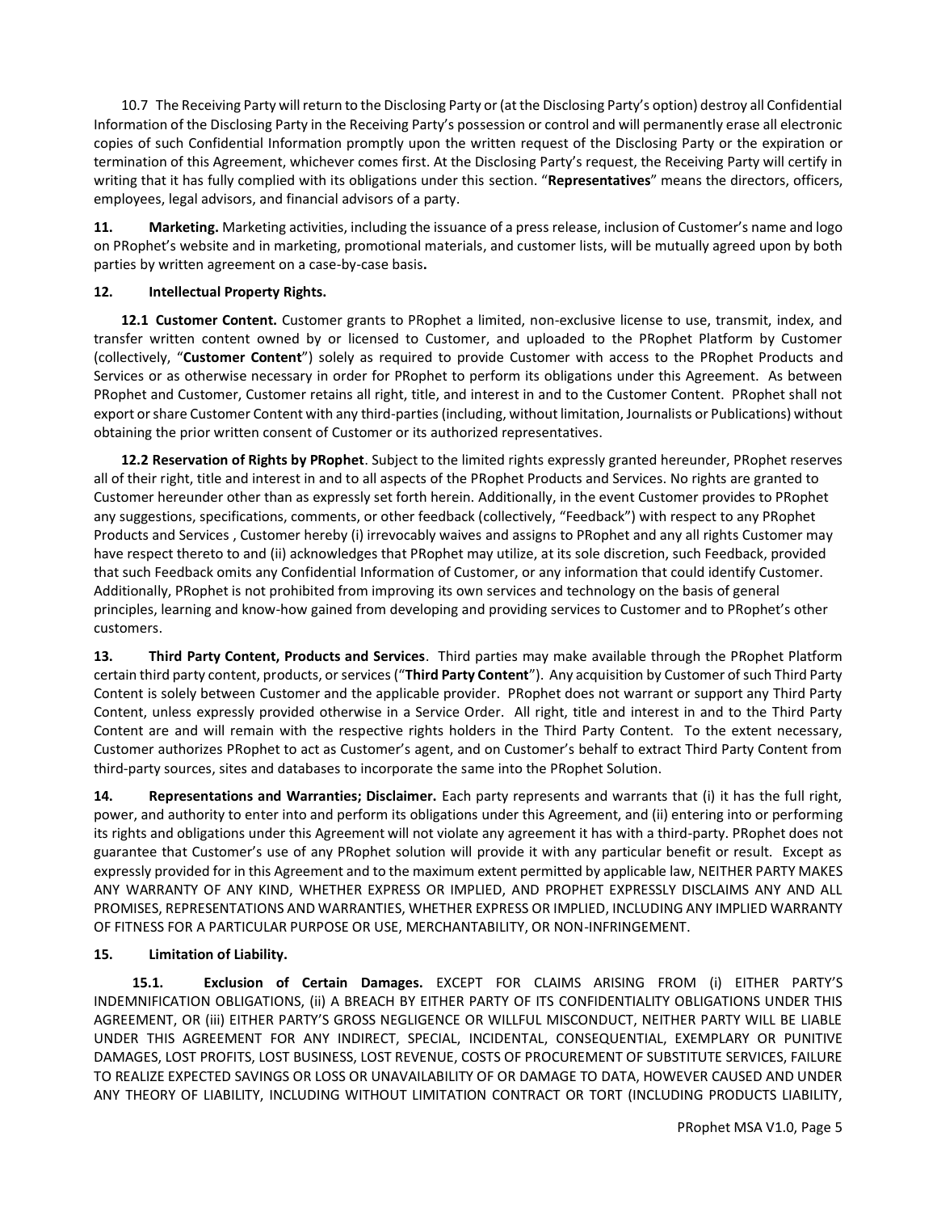10.7 The Receiving Party will return to the Disclosing Party or (at the Disclosing Party's option) destroy all Confidential Information of the Disclosing Party in the Receiving Party's possession or control and will permanently erase all electronic copies of such Confidential Information promptly upon the written request of the Disclosing Party or the expiration or termination of this Agreement, whichever comes first. At the Disclosing Party's request, the Receiving Party will certify in writing that it has fully complied with its obligations under this section. "**Representatives**" means the directors, officers, employees, legal advisors, and financial advisors of a party.

**11. Marketing.** Marketing activities, including the issuance of a press release, inclusion of Customer's name and logo on PRophet's website and in marketing, promotional materials, and customer lists, will be mutually agreed upon by both parties by written agreement on a case-by-case basis**.**

**12. Intellectual Property Rights.**

**12.1 Customer Content.** Customer grants to PRophet a limited, non-exclusive license to use, transmit, index, and transfer written content owned by or licensed to Customer, and uploaded to the PRophet Platform by Customer (collectively, "**Customer Content**") solely as required to provide Customer with access to the PRophet Products and Services or as otherwise necessary in order for PRophet to perform its obligations under this Agreement. As between PRophet and Customer, Customer retains all right, title, and interest in and to the Customer Content. PRophet shall not export or share Customer Content with any third-parties (including, without limitation, Journalists or Publications) without obtaining the prior written consent of Customer or its authorized representatives.

**12.2 Reservation of Rights by PRophet**. Subject to the limited rights expressly granted hereunder, PRophet reserves all of their right, title and interest in and to all aspects of the PRophet Products and Services. No rights are granted to Customer hereunder other than as expressly set forth herein. Additionally, in the event Customer provides to PRophet any suggestions, specifications, comments, or other feedback (collectively, "Feedback") with respect to any PRophet Products and Services , Customer hereby (i) irrevocably waives and assigns to PRophet and any all rights Customer may have respect thereto to and (ii) acknowledges that PRophet may utilize, at its sole discretion, such Feedback, provided that such Feedback omits any Confidential Information of Customer, or any information that could identify Customer. Additionally, PRophet is not prohibited from improving its own services and technology on the basis of general principles, learning and know-how gained from developing and providing services to Customer and to PRophet's other customers.

**13. Third Party Content, Products and Services**. Third parties may make available through the PRophet Platform certain third party content, products, or services ("**Third Party Content**"). Any acquisition by Customer of such Third Party Content is solely between Customer and the applicable provider. PRophet does not warrant or support any Third Party Content, unless expressly provided otherwise in a Service Order. All right, title and interest in and to the Third Party Content are and will remain with the respective rights holders in the Third Party Content. To the extent necessary, Customer authorizes PRophet to act as Customer's agent, and on Customer's behalf to extract Third Party Content from third-party sources, sites and databases to incorporate the same into the PRophet Solution.

**14. Representations and Warranties; Disclaimer.** Each party represents and warrants that (i) it has the full right, power, and authority to enter into and perform its obligations under this Agreement, and (ii) entering into or performing its rights and obligations under this Agreement will not violate any agreement it has with a third-party. PRophet does not guarantee that Customer's use of any PRophet solution will provide it with any particular benefit or result. Except as expressly provided for in this Agreement and to the maximum extent permitted by applicable law, NEITHER PARTY MAKES ANY WARRANTY OF ANY KIND, WHETHER EXPRESS OR IMPLIED, AND PROPHET EXPRESSLY DISCLAIMS ANY AND ALL PROMISES, REPRESENTATIONS AND WARRANTIES, WHETHER EXPRESS OR IMPLIED, INCLUDING ANY IMPLIED WARRANTY OF FITNESS FOR A PARTICULAR PURPOSE OR USE, MERCHANTABILITY, OR NON-INFRINGEMENT.

**15. Limitation of Liability.**

**15.1. Exclusion of Certain Damages.** EXCEPT FOR CLAIMS ARISING FROM (i) EITHER PARTY'S INDEMNIFICATION OBLIGATIONS, (ii) A BREACH BY EITHER PARTY OF ITS CONFIDENTIALITY OBLIGATIONS UNDER THIS AGREEMENT, OR (iii) EITHER PARTY'S GROSS NEGLIGENCE OR WILLFUL MISCONDUCT, NEITHER PARTY WILL BE LIABLE UNDER THIS AGREEMENT FOR ANY INDIRECT, SPECIAL, INCIDENTAL, CONSEQUENTIAL, EXEMPLARY OR PUNITIVE DAMAGES, LOST PROFITS, LOST BUSINESS, LOST REVENUE, COSTS OF PROCUREMENT OF SUBSTITUTE SERVICES, FAILURE TO REALIZE EXPECTED SAVINGS OR LOSS OR UNAVAILABILITY OF OR DAMAGE TO DATA, HOWEVER CAUSED AND UNDER ANY THEORY OF LIABILITY, INCLUDING WITHOUT LIMITATION CONTRACT OR TORT (INCLUDING PRODUCTS LIABILITY,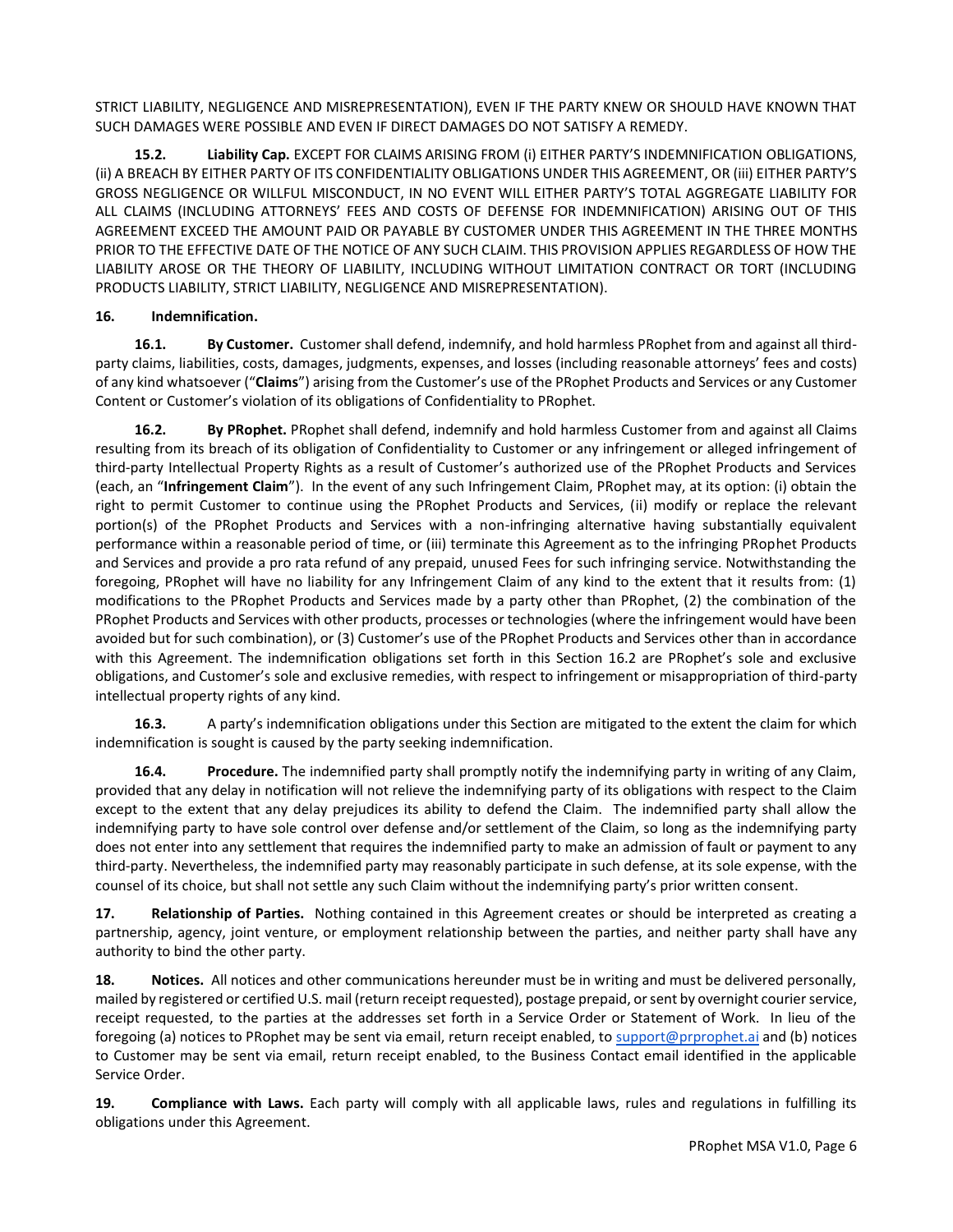STRICT LIABILITY, NEGLIGENCE AND MISREPRESENTATION), EVEN IF THE PARTY KNEW OR SHOULD HAVE KNOWN THAT SUCH DAMAGES WERE POSSIBLE AND EVEN IF DIRECT DAMAGES DO NOT SATISFY A REMEDY.

**15.2. Liability Cap.** EXCEPT FOR CLAIMS ARISING FROM (i) EITHER PARTY'S INDEMNIFICATION OBLIGATIONS, (ii) A BREACH BY EITHER PARTY OF ITS CONFIDENTIALITY OBLIGATIONS UNDER THIS AGREEMENT, OR (iii) EITHER PARTY'S GROSS NEGLIGENCE OR WILLFUL MISCONDUCT, IN NO EVENT WILL EITHER PARTY'S TOTAL AGGREGATE LIABILITY FOR ALL CLAIMS (INCLUDING ATTORNEYS' FEES AND COSTS OF DEFENSE FOR INDEMNIFICATION) ARISING OUT OF THIS AGREEMENT EXCEED THE AMOUNT PAID OR PAYABLE BY CUSTOMER UNDER THIS AGREEMENT IN THE THREE MONTHS PRIOR TO THE EFFECTIVE DATE OF THE NOTICE OF ANY SUCH CLAIM. THIS PROVISION APPLIES REGARDLESS OF HOW THE LIABILITY AROSE OR THE THEORY OF LIABILITY, INCLUDING WITHOUT LIMITATION CONTRACT OR TORT (INCLUDING PRODUCTS LIABILITY, STRICT LIABILITY, NEGLIGENCE AND MISREPRESENTATION).

**16. Indemnification.**

**16.1. By Customer.** Customer shall defend, indemnify, and hold harmless PRophet from and against all third-party claims, liabilities, costs, damages, judgments, expenses, and losses (including reasonable attorneys' fees and costs) of any kind whatsoever ("**Claims**") arising from the Customer's use of the PRophet Products and Services or any Customer Content or Customer's violation of its obligations of Confidentiality to PRophet.

**16.2. By PRophet.** PRophet shall defend, indemnify and hold harmless Customer from and against all Claims resulting from its breach of its obligation of Confidentiality to Customer or any infringement or alleged infringement of third-party Intellectual Property Rights as a result of Customer's authorized use of the PRophet Products and Services (each, an "**Infringement Claim**"). In the event of any such Infringement Claim, PRophet may, at its option: (i) obtain the right to permit Customer to continue using the PRophet Products and Services, (ii) modify or replace the relevant portion(s) of the PRophet Products and Services with a non-infringing alternative having substantially equivalent performance within a reasonable period of time, or (iii) terminate this Agreement as to the infringing PRophet Products and Services and provide a pro rata refund of any prepaid, unused Fees for such infringing service. Notwithstanding the foregoing, PRophet will have no liability for any Infringement Claim of any kind to the extent that it results from: (1) modifications to the PRophet Products and Services made by a party other than PRophet, (2) the combination of the PRophet Products and Services with other products, processes or technologies (where the infringement would have been avoided but for such combination), or (3) Customer's use of the PRophet Products and Services other than in accordance with this Agreement. The indemnification obligations set forth in this Section 16.2 are PRophet's sole and exclusive obligations, and Customer's sole and exclusive remedies, with respect to infringement or misappropriation of third-party intellectual property rights of any kind.

**16.3.** A party's indemnification obligations under this Section are mitigated to the extent the claim for which indemnification is sought is caused by the party seeking indemnification.

**16.4. Procedure.** The indemnified party shall promptly notify the indemnifying party in writing of any Claim, provided that any delay in notification will not relieve the indemnifying party of its obligations with respect to the Claim except to the extent that any delay prejudices its ability to defend the Claim. The indemnified party shall allow the indemnifying party to have sole control over defense and/or settlement of the Claim, so long as the indemnifying party does not enter into any settlement that requires the indemnified party to make an admission of fault or payment to any third-party. Nevertheless, the indemnified party may reasonably participate in such defense, at its sole expense, with the counsel of its choice, but shall not settle any such Claim without the indemnifying party's prior written consent.

**17. Relationship of Parties.** Nothing contained in this Agreement creates or should be interpreted as creating a partnership, agency, joint venture, or employment relationship between the parties, and neither party shall have any authority to bind the other party.

**18. Notices.** All notices and other communications hereunder must be in writing and must be delivered personally, mailed by registered or certified U.S. mail (return receipt requested), postage prepaid, or sent by overnight courier service, receipt requested, to the parties at the addresses set forth in a Service Order or Statement of Work. In lieu of the foregoing (a) notices to PRophet may be sent via email, return receipt enabled, to support@prprophet.ai and (b) notices to Customer may be sent via email, return receipt enabled, to the Business Contact email identified in the applicable Service Order.

**19. Compliance with Laws.** Each party will comply with all applicable laws, rules and regulations in fulfilling its obligations under this Agreement.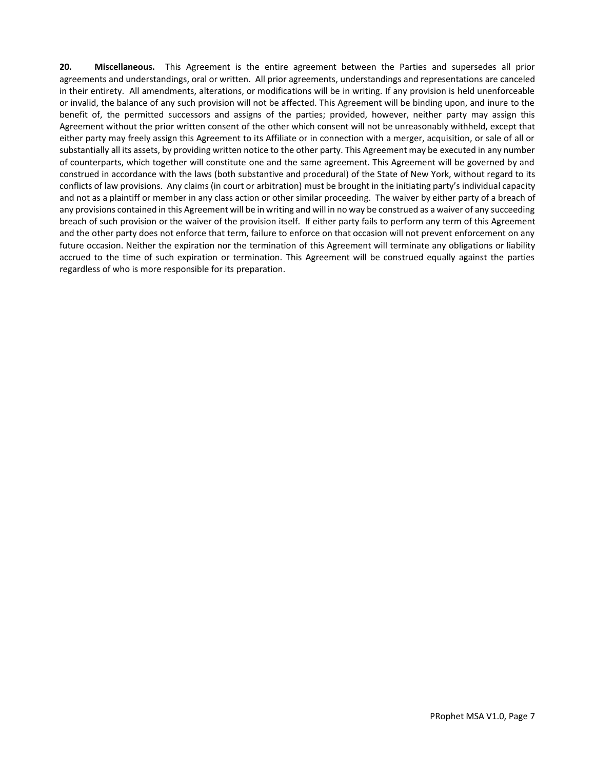**20. Miscellaneous.** This Agreement is the entire agreement between the Parties and supersedes all prior agreements and understandings, oral or written. All prior agreements, understandings and representations are canceled in their entirety. All amendments, alterations, or modifications will be in writing. If any provision is held unenforceable or invalid, the balance of any such provision will not be affected. This Agreement will be binding upon, and inure to the benefit of, the permitted successors and assigns of the parties; provided, however, neither party may assign this Agreement without the prior written consent of the other which consent will not be unreasonably withheld, except that either party may freely assign this Agreement to its Affiliate or in connection with a merger, acquisition, or sale of all or substantially all its assets, by providing written notice to the other party. This Agreement may be executed in any number of counterparts, which together will constitute one and the same agreement. This Agreement will be governed by and construed in accordance with the laws (both substantive and procedural) of the State of New York, without regard to its conflicts of law provisions. Any claims (in court or arbitration) must be brought in the initiating party's individual capacity and not as a plaintiff or member in any class action or other similar proceeding. The waiver by either party of a breach of any provisions contained in this Agreement will be in writing and will in no way be construed as a waiver of any succeeding breach of such provision or the waiver of the provision itself. If either party fails to perform any term of this Agreement and the other party does not enforce that term, failure to enforce on that occasion will not prevent enforcement on any future occasion. Neither the expiration nor the termination of this Agreement will terminate any obligations or liability accrued to the time of such expiration or termination. This Agreement will be construed equally against the parties regardless of who is more responsible for its preparation.